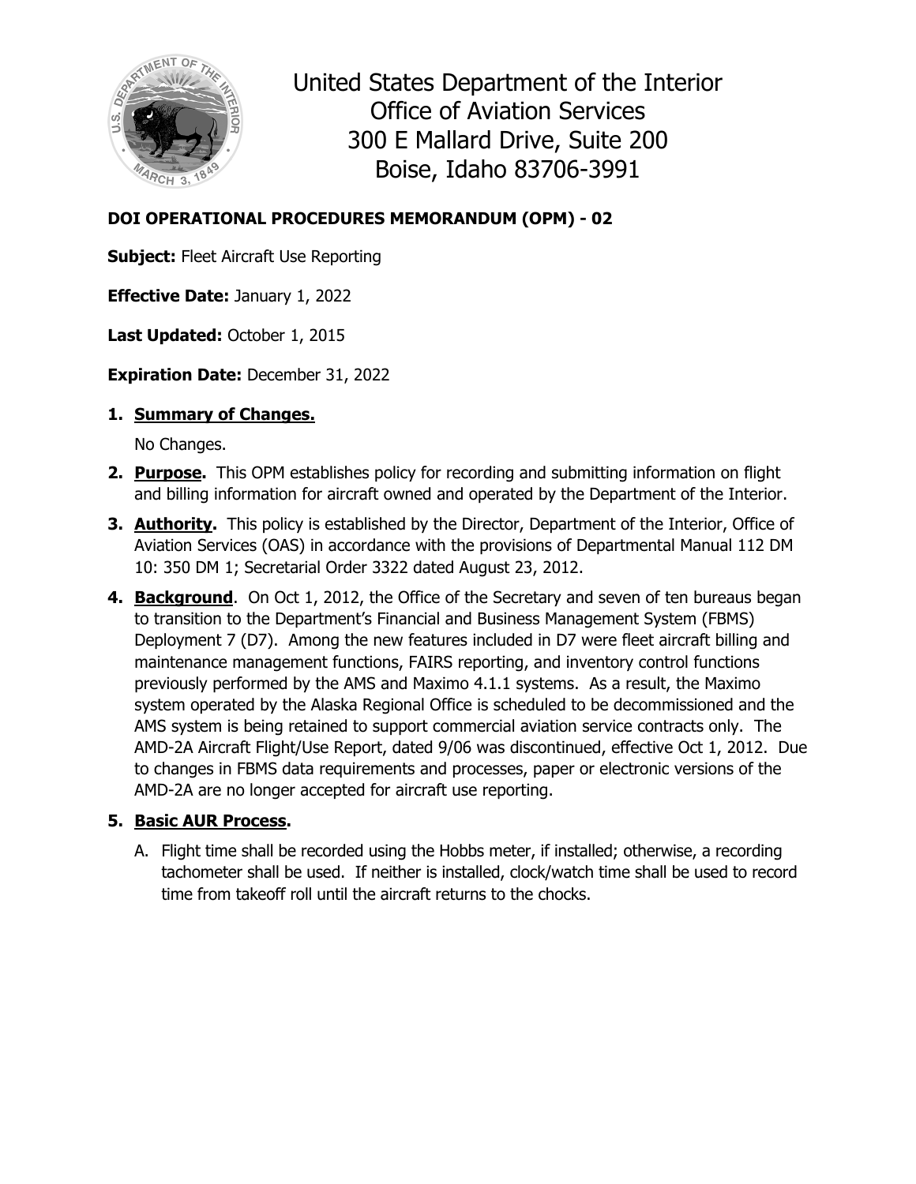# United States Department of the Interior
Office of Aviation Services
300 E Mallard Drive, Suite 200
Boise, Idaho 83706-3991

**DOI OPERATIONAL PROCEDURES MEMORANDUM (OPM) - 02**

**Subject:** Fleet Aircraft Use Reporting

**Effective Date:** January 1, 2022

**Last Updated:** October 1, 2015

**Expiration Date:** December 31, 2022

1. **Summary of Changes.**

   No Changes.

2. **Purpose.** This OPM establishes policy for recording and submitting information on flight and billing information for aircraft owned and operated by the Department of the Interior.

3. **Authority.** This policy is established by the Director, Department of the Interior, Office of Aviation Services (OAS) in accordance with the provisions of Departmental Manual 112 DM 10: 350 DM 1; Secretarial Order 3322 dated August 23, 2012.

4. **Background**. On Oct 1, 2012, the Office of the Secretary and seven of ten bureaus began to transition to the Department's Financial and Business Management System (FBMS) Deployment 7 (D7). Among the new features included in D7 were fleet aircraft billing and maintenance management functions, FAIRS reporting, and inventory control functions previously performed by the AMS and Maximo 4.1.1 systems. As a result, the Maximo system operated by the Alaska Regional Office is scheduled to be decommissioned and the AMS system is being retained to support commercial aviation service contracts only. The AMD-2A Aircraft Flight/Use Report, dated 9/06 was discontinued, effective Oct 1, 2012. Due to changes in FBMS data requirements and processes, paper or electronic versions of the AMD-2A are no longer accepted for aircraft use reporting.

5. **Basic AUR Process.**

   A. Flight time shall be recorded using the Hobbs meter, if installed; otherwise, a recording tachometer shall be used. If neither is installed, clock/watch time shall be used to record time from takeoff roll until the aircraft returns to the chocks.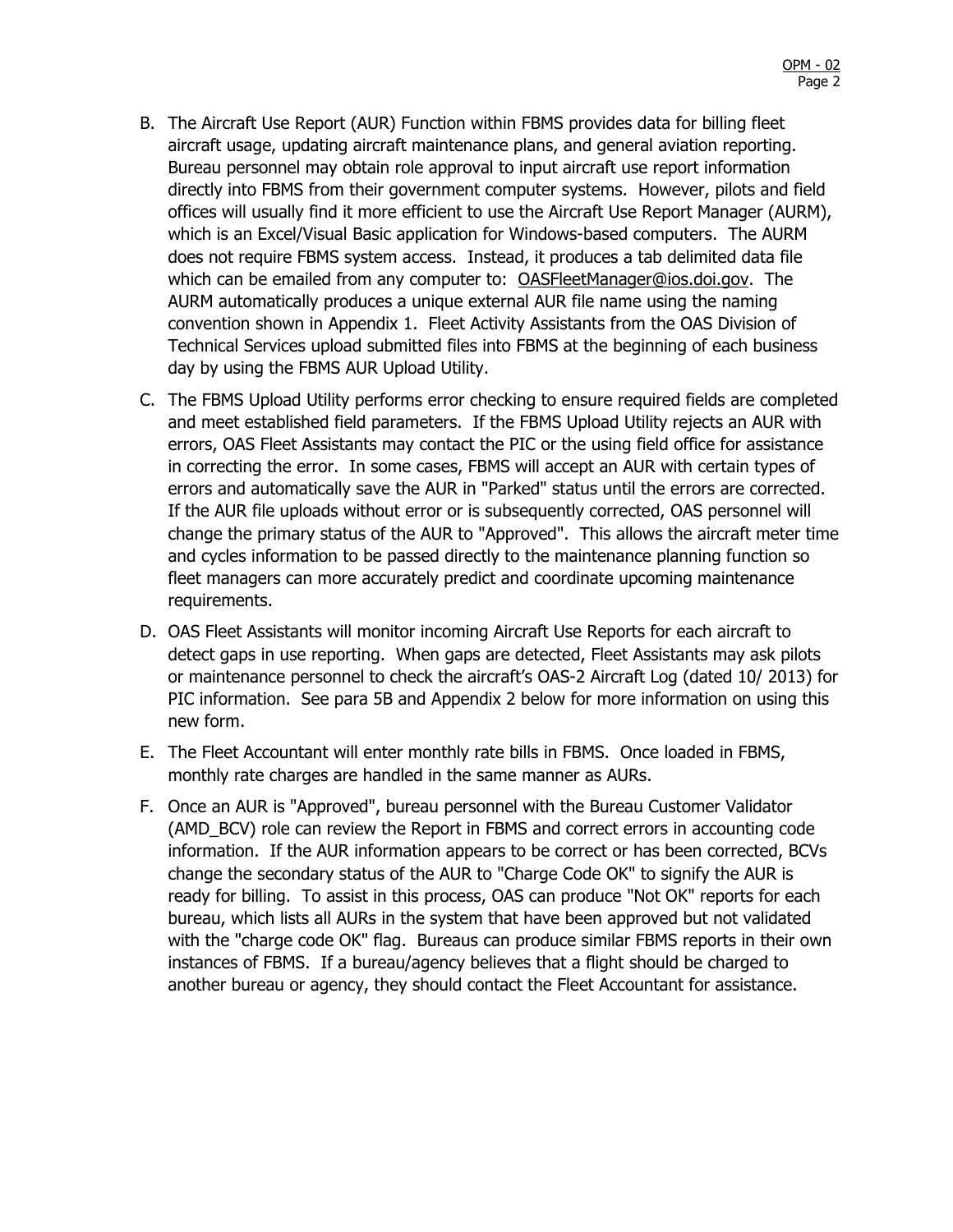B. The Aircraft Use Report (AUR) Function within FBMS provides data for billing fleet aircraft usage, updating aircraft maintenance plans, and general aviation reporting. Bureau personnel may obtain role approval to input aircraft use report information directly into FBMS from their government computer systems. However, pilots and field offices will usually find it more efficient to use the Aircraft Use Report Manager (AURM), which is an Excel/Visual Basic application for Windows-based computers. The AURM does not require FBMS system access. Instead, it produces a tab delimited data file which can be emailed from any computer to: OASFleetManager@ios.doi.gov. The AURM automatically produces a unique external AUR file name using the naming convention shown in Appendix 1. Fleet Activity Assistants from the OAS Division of Technical Services upload submitted files into FBMS at the beginning of each business day by using the FBMS AUR Upload Utility.

C. The FBMS Upload Utility performs error checking to ensure required fields are completed and meet established field parameters. If the FBMS Upload Utility rejects an AUR with errors, OAS Fleet Assistants may contact the PIC or the using field office for assistance in correcting the error. In some cases, FBMS will accept an AUR with certain types of errors and automatically save the AUR in "Parked" status until the errors are corrected. If the AUR file uploads without error or is subsequently corrected, OAS personnel will change the primary status of the AUR to "Approved". This allows the aircraft meter time and cycles information to be passed directly to the maintenance planning function so fleet managers can more accurately predict and coordinate upcoming maintenance requirements.

D. OAS Fleet Assistants will monitor incoming Aircraft Use Reports for each aircraft to detect gaps in use reporting. When gaps are detected, Fleet Assistants may ask pilots or maintenance personnel to check the aircraft's OAS-2 Aircraft Log (dated 10/ 2013) for PIC information. See para 5B and Appendix 2 below for more information on using this new form.

E. The Fleet Accountant will enter monthly rate bills in FBMS. Once loaded in FBMS, monthly rate charges are handled in the same manner as AURs.

F. Once an AUR is "Approved", bureau personnel with the Bureau Customer Validator (AMD_BCV) role can review the Report in FBMS and correct errors in accounting code information. If the AUR information appears to be correct or has been corrected, BCVs change the secondary status of the AUR to "Charge Code OK" to signify the AUR is ready for billing. To assist in this process, OAS can produce "Not OK" reports for each bureau, which lists all AURs in the system that have been approved but not validated with the "charge code OK" flag. Bureaus can produce similar FBMS reports in their own instances of FBMS. If a bureau/agency believes that a flight should be charged to another bureau or agency, they should contact the Fleet Accountant for assistance.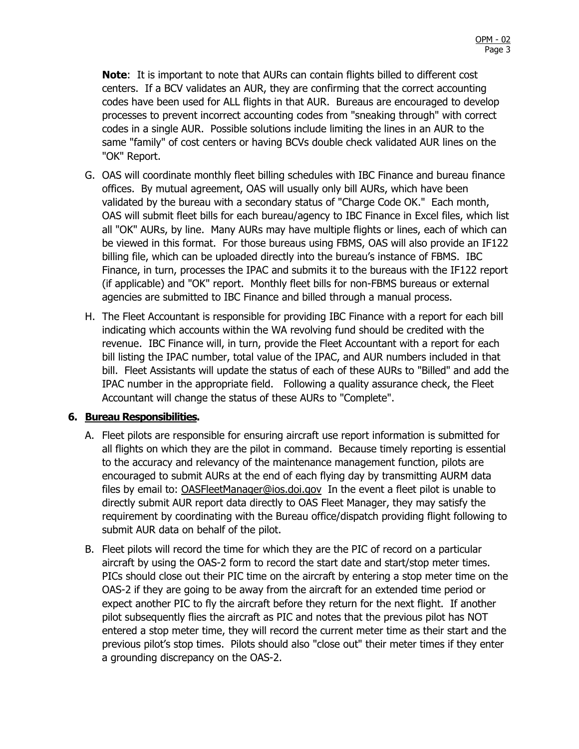**Note**: It is important to note that AURs can contain flights billed to different cost centers. If a BCV validates an AUR, they are confirming that the correct accounting codes have been used for ALL flights in that AUR. Bureaus are encouraged to develop processes to prevent incorrect accounting codes from "sneaking through" with correct codes in a single AUR. Possible solutions include limiting the lines in an AUR to the same "family" of cost centers or having BCVs double check validated AUR lines on the "OK" Report.

G. OAS will coordinate monthly fleet billing schedules with IBC Finance and bureau finance offices. By mutual agreement, OAS will usually only bill AURs, which have been validated by the bureau with a secondary status of "Charge Code OK." Each month, OAS will submit fleet bills for each bureau/agency to IBC Finance in Excel files, which list all "OK" AURs, by line. Many AURs may have multiple flights or lines, each of which can be viewed in this format. For those bureaus using FBMS, OAS will also provide an IF122 billing file, which can be uploaded directly into the bureau's instance of FBMS. IBC Finance, in turn, processes the IPAC and submits it to the bureaus with the IF122 report (if applicable) and "OK" report. Monthly fleet bills for non-FBMS bureaus or external agencies are submitted to IBC Finance and billed through a manual process.

H. The Fleet Accountant is responsible for providing IBC Finance with a report for each bill indicating which accounts within the WA revolving fund should be credited with the revenue. IBC Finance will, in turn, provide the Fleet Accountant with a report for each bill listing the IPAC number, total value of the IPAC, and AUR numbers included in that bill. Fleet Assistants will update the status of each of these AURs to "Billed" and add the IPAC number in the appropriate field. Following a quality assurance check, the Fleet Accountant will change the status of these AURs to "Complete".

## 6. Bureau Responsibilities.

A. Fleet pilots are responsible for ensuring aircraft use report information is submitted for all flights on which they are the pilot in command. Because timely reporting is essential to the accuracy and relevancy of the maintenance management function, pilots are encouraged to submit AURs at the end of each flying day by transmitting AURM data files by email to: OASFleetManager@ios.doi.gov In the event a fleet pilot is unable to directly submit AUR report data directly to OAS Fleet Manager, they may satisfy the requirement by coordinating with the Bureau office/dispatch providing flight following to submit AUR data on behalf of the pilot.

B. Fleet pilots will record the time for which they are the PIC of record on a particular aircraft by using the OAS-2 form to record the start date and start/stop meter times. PICs should close out their PIC time on the aircraft by entering a stop meter time on the OAS-2 if they are going to be away from the aircraft for an extended time period or expect another PIC to fly the aircraft before they return for the next flight. If another pilot subsequently flies the aircraft as PIC and notes that the previous pilot has NOT entered a stop meter time, they will record the current meter time as their start and the previous pilot's stop times. Pilots should also "close out" their meter times if they enter a grounding discrepancy on the OAS-2.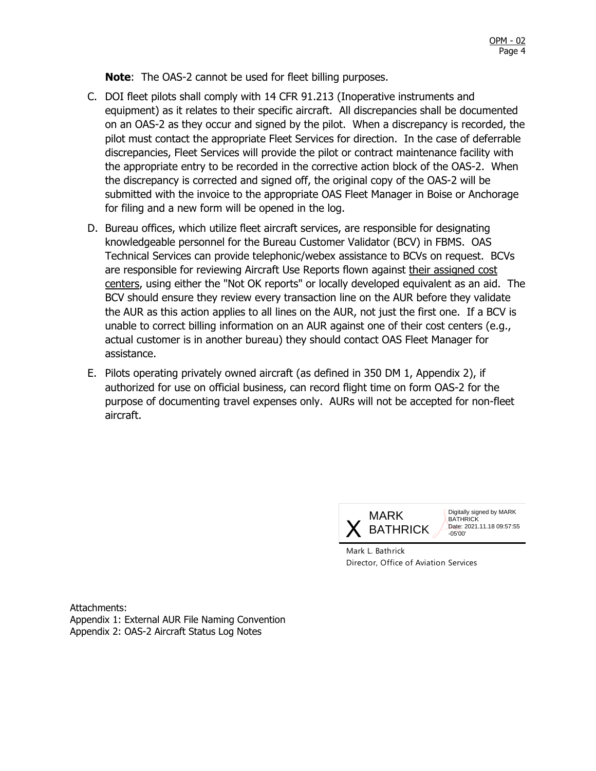**Note**: The OAS-2 cannot be used for fleet billing purposes.

C. DOI fleet pilots shall comply with 14 CFR 91.213 (Inoperative instruments and equipment) as it relates to their specific aircraft. All discrepancies shall be documented on an OAS-2 as they occur and signed by the pilot. When a discrepancy is recorded, the pilot must contact the appropriate Fleet Services for direction. In the case of deferrable discrepancies, Fleet Services will provide the pilot or contract maintenance facility with the appropriate entry to be recorded in the corrective action block of the OAS-2. When the discrepancy is corrected and signed off, the original copy of the OAS-2 will be submitted with the invoice to the appropriate OAS Fleet Manager in Boise or Anchorage for filing and a new form will be opened in the log.

D. Bureau offices, which utilize fleet aircraft services, are responsible for designating knowledgeable personnel for the Bureau Customer Validator (BCV) in FBMS. OAS Technical Services can provide telephonic/webex assistance to BCVs on request. BCVs are responsible for reviewing Aircraft Use Reports flown against <u>their assigned cost centers</u>, using either the "Not OK reports" or locally developed equivalent as an aid. The BCV should ensure they review every transaction line on the AUR before they validate the AUR as this action applies to all lines on the AUR, not just the first one. If a BCV is unable to correct billing information on an AUR against one of their cost centers (e.g., actual customer is in another bureau) they should contact OAS Fleet Manager for assistance.

E. Pilots operating privately owned aircraft (as defined in 350 DM 1, Appendix 2), if authorized for use on official business, can record flight time on form OAS-2 for the purpose of documenting travel expenses only. AURs will not be accepted for non-fleet aircraft.

X MARK BATHRICK

Digitally signed by MARK BATHRICK
Date: 2021.11.18 09:57:55 -05'00'

Mark L. Bathrick
Director, Office of Aviation Services

Attachments:
Appendix 1: External AUR File Naming Convention
Appendix 2: OAS-2 Aircraft Status Log Notes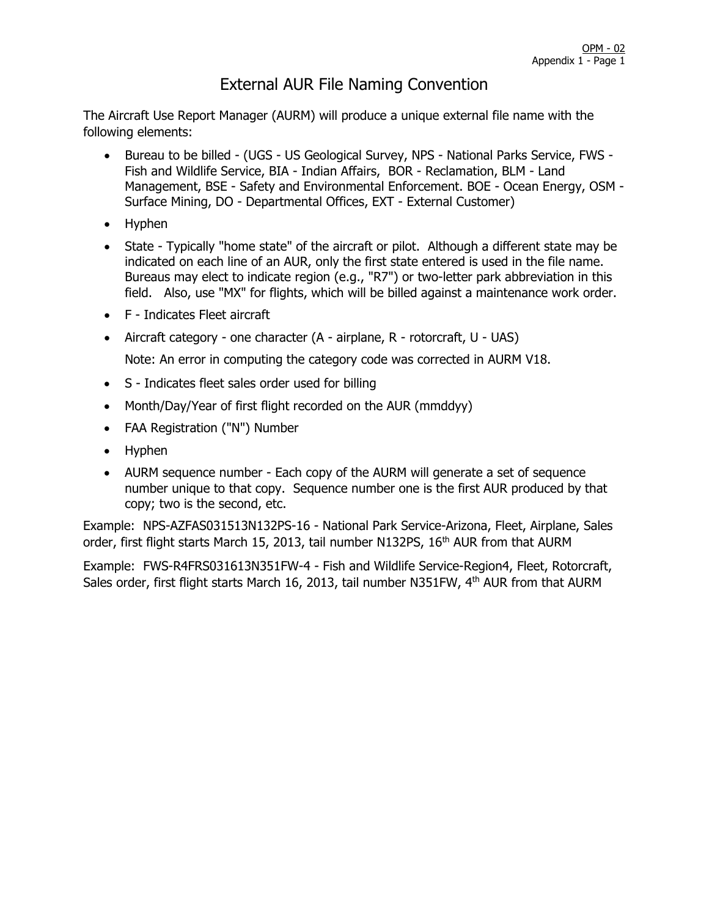# External AUR File Naming Convention

The Aircraft Use Report Manager (AURM) will produce a unique external file name with the following elements:

- Bureau to be billed - (UGS - US Geological Survey, NPS - National Parks Service, FWS - Fish and Wildlife Service, BIA - Indian Affairs, BOR - Reclamation, BLM - Land Management, BSE - Safety and Environmental Enforcement. BOE - Ocean Energy, OSM - Surface Mining, DO - Departmental Offices, EXT - External Customer)
- Hyphen
- State - Typically "home state" of the aircraft or pilot. Although a different state may be indicated on each line of an AUR, only the first state entered is used in the file name. Bureaus may elect to indicate region (e.g., "R7") or two-letter park abbreviation in this field. Also, use "MX" for flights, which will be billed against a maintenance work order.
- F - Indicates Fleet aircraft
- Aircraft category - one character (A - airplane, R - rotorcraft, U - UAS)

  Note: An error in computing the category code was corrected in AURM V18.
- S - Indicates fleet sales order used for billing
- Month/Day/Year of first flight recorded on the AUR (mmddyy)
- FAA Registration ("N") Number
- Hyphen
- AURM sequence number - Each copy of the AURM will generate a set of sequence number unique to that copy. Sequence number one is the first AUR produced by that copy; two is the second, etc.

Example: NPS-AZFAS031513N132PS-16 - National Park Service-Arizona, Fleet, Airplane, Sales order, first flight starts March 15, 2013, tail number N132PS, 16th AUR from that AURM

Example: FWS-R4FRS031613N351FW-4 - Fish and Wildlife Service-Region4, Fleet, Rotorcraft, Sales order, first flight starts March 16, 2013, tail number N351FW, 4th AUR from that AURM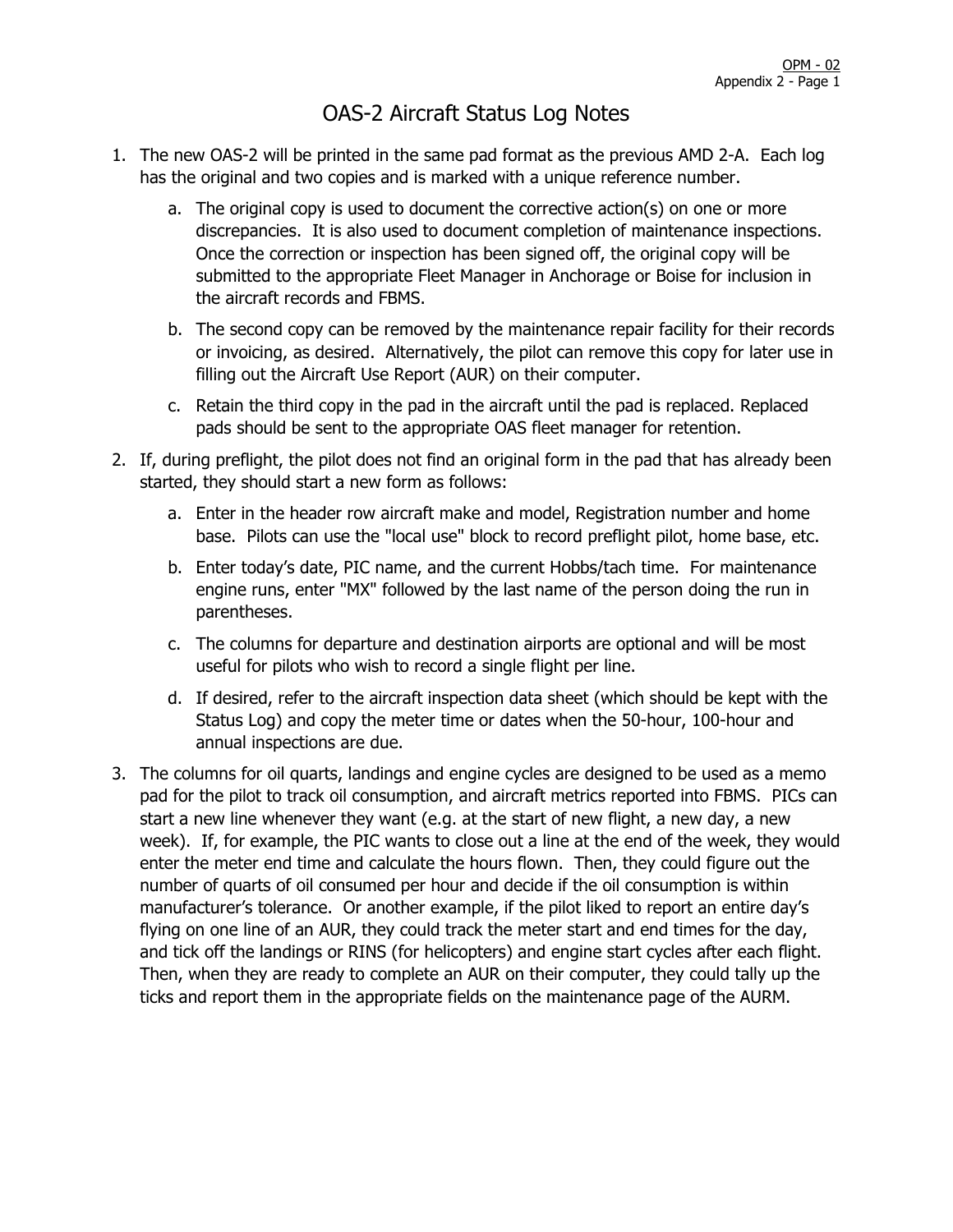# OAS-2 Aircraft Status Log Notes

1. The new OAS-2 will be printed in the same pad format as the previous AMD 2-A. Each log has the original and two copies and is marked with a unique reference number.
   a. The original copy is used to document the corrective action(s) on one or more discrepancies. It is also used to document completion of maintenance inspections. Once the correction or inspection has been signed off, the original copy will be submitted to the appropriate Fleet Manager in Anchorage or Boise for inclusion in the aircraft records and FBMS.
   b. The second copy can be removed by the maintenance repair facility for their records or invoicing, as desired. Alternatively, the pilot can remove this copy for later use in filling out the Aircraft Use Report (AUR) on their computer.
   c. Retain the third copy in the pad in the aircraft until the pad is replaced. Replaced pads should be sent to the appropriate OAS fleet manager for retention.
2. If, during preflight, the pilot does not find an original form in the pad that has already been started, they should start a new form as follows:
   a. Enter in the header row aircraft make and model, Registration number and home base. Pilots can use the "local use" block to record preflight pilot, home base, etc.
   b. Enter today's date, PIC name, and the current Hobbs/tach time. For maintenance engine runs, enter "MX" followed by the last name of the person doing the run in parentheses.
   c. The columns for departure and destination airports are optional and will be most useful for pilots who wish to record a single flight per line.
   d. If desired, refer to the aircraft inspection data sheet (which should be kept with the Status Log) and copy the meter time or dates when the 50-hour, 100-hour and annual inspections are due.
3. The columns for oil quarts, landings and engine cycles are designed to be used as a memo pad for the pilot to track oil consumption, and aircraft metrics reported into FBMS. PICs can start a new line whenever they want (e.g. at the start of new flight, a new day, a new week). If, for example, the PIC wants to close out a line at the end of the week, they would enter the meter end time and calculate the hours flown. Then, they could figure out the number of quarts of oil consumed per hour and decide if the oil consumption is within manufacturer's tolerance. Or another example, if the pilot liked to report an entire day's flying on one line of an AUR, they could track the meter start and end times for the day, and tick off the landings or RINS (for helicopters) and engine start cycles after each flight. Then, when they are ready to complete an AUR on their computer, they could tally up the ticks and report them in the appropriate fields on the maintenance page of the AURM.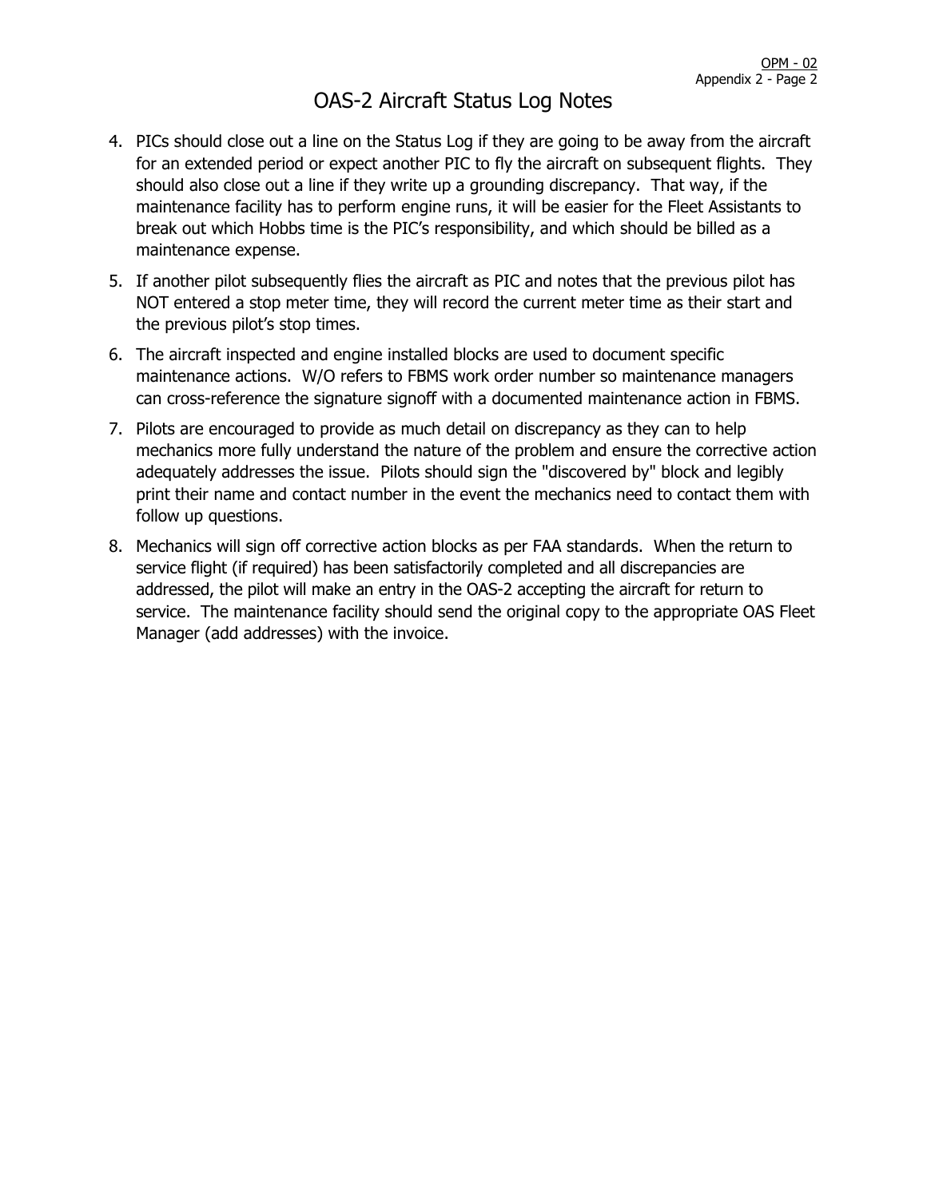# OAS-2 Aircraft Status Log Notes

4. PICs should close out a line on the Status Log if they are going to be away from the aircraft for an extended period or expect another PIC to fly the aircraft on subsequent flights. They should also close out a line if they write up a grounding discrepancy. That way, if the maintenance facility has to perform engine runs, it will be easier for the Fleet Assistants to break out which Hobbs time is the PIC's responsibility, and which should be billed as a maintenance expense.

5. If another pilot subsequently flies the aircraft as PIC and notes that the previous pilot has NOT entered a stop meter time, they will record the current meter time as their start and the previous pilot's stop times.

6. The aircraft inspected and engine installed blocks are used to document specific maintenance actions. W/O refers to FBMS work order number so maintenance managers can cross-reference the signature signoff with a documented maintenance action in FBMS.

7. Pilots are encouraged to provide as much detail on discrepancy as they can to help mechanics more fully understand the nature of the problem and ensure the corrective action adequately addresses the issue. Pilots should sign the "discovered by" block and legibly print their name and contact number in the event the mechanics need to contact them with follow up questions.

8. Mechanics will sign off corrective action blocks as per FAA standards. When the return to service flight (if required) has been satisfactorily completed and all discrepancies are addressed, the pilot will make an entry in the OAS-2 accepting the aircraft for return to service. The maintenance facility should send the original copy to the appropriate OAS Fleet Manager (add addresses) with the invoice.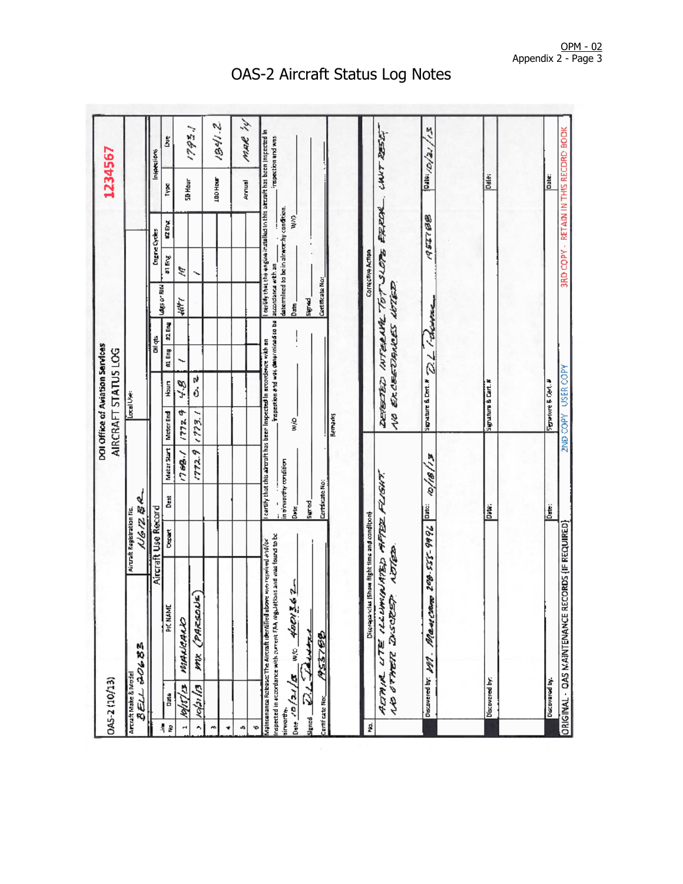# OAS-2 Aircraft Status Log Notes

OAS-2 (10/13)

**DOI Office of Aviation Services**
**AIRCRAFT STATUS LOG**

**1234567**

| Aircraft Make & Model | Aircraft Registration No. | Local Use: |
|---|---|---|
| BELL 206B3 | N612BR | |

**Aircraft Use Record**

| Line No | Date | PIC NAME | Depart | Dest | Meter Start | Meter End | Hours | Oil qts #1 Eng | Oil qts #2 Eng | Ldgs or RIN | Engine Cycles #1 Eng | Engine Cycles #2 Eng |
|---|---|---|---|---|---|---|---|---|---|---|---|---|
| 1 | 10/15/13 | MANCANO | | | 1768.1 | 1772.9 | 4.8 | 1 | | ~~44~~ 1 | 18 | |
| 2 | 10/21/13 | mx (PARSONS) | | | 1772.9 | 1773.1 | 0.2 | | | | 1 | |
| 3 | | | | | | | | | | | | |
| 4 | | | | | | | | | | | | |
| 5 | | | | | | | | | | | | |
| 6 | | | | | | | | | | | | |

**Inspections**

| Type | Due |
|---|---|
| 50 Hour | 1793.1 |
| 100 Hour | 1841.2 |
| Annual | MAR 14 |

Maintenance Release: The Aircraft identified above was repaired and/or inspected in accordance with current FAA regulations and was found to be airworthy.
Date 10/21/13 W/O 400136 2
Signed DL Parsons
Certificate No. 1953788

I certify that this aircraft has been inspected in accordance with an ______ inspection and was determined to be in airworthy condition.
Date ______ W/O ______
Signed ______
Certificate No: ______

I certify that the engine installed in this aircraft has been inspected in accordance with an ______ inspection and was determined to be in airworthy condition.
Date ______ W/O ______
Signed ______
Certificate No: ______

Remarks

| No. | Discrepancies (Show flight time and condition) | Corrective Action |
|---|---|---|
| | ACTIVE LITE ILLUMINATED AFTER FLIGHT. NO OTHER DISCREP. NOTED. | DETECTED INTERNAL TOT SLOPE ERROR. UNIT RESET. NO EXCEEDANCES NOTED. |
| | Discovered by: MM. Mancano 208-555-9996 Date: 10/18/13 | Signature & Cert.# DL Parsons 1953788 Date: 10/21/13 |
| | | |
| | Discovered by: Date: | Signature & Cert.# Date: |
| | | |
| | Discovered by: Date: | Signature & Cert.# Date: |

ORIGINAL - OAS MAINTENANCE RECORDS (IF REQUIRED) 2ND COPY USER COPY 3RD COPY - RETAIN IN THIS RECORD BOOK